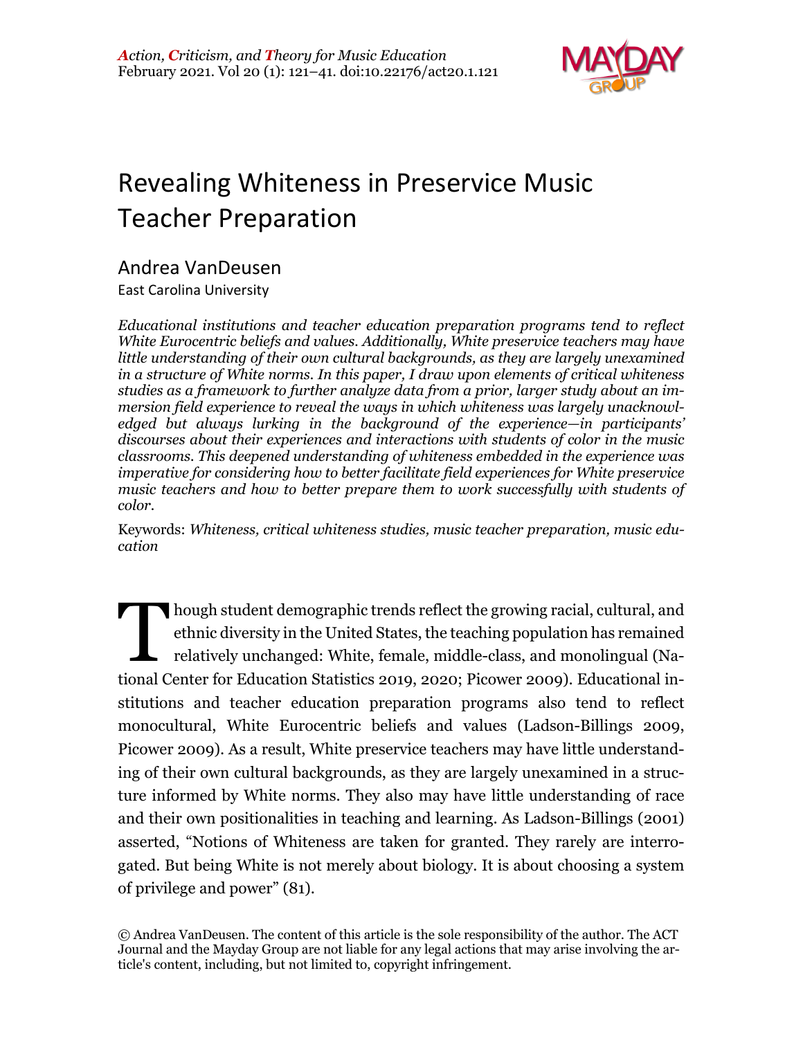# Revealing Whiteness in Preservice Music Teacher Preparation

Andrea VanDeusen
East Carolina University

*Educational institutions and teacher education preparation programs tend to reflect White Eurocentric beliefs and values. Additionally, White preservice teachers may have little understanding of their own cultural backgrounds, as they are largely unexamined in a structure of White norms. In this paper, I draw upon elements of critical whiteness studies as a framework to further analyze data from a prior, larger study about an immersion field experience to reveal the ways in which whiteness was largely unacknowledged but always lurking in the background of the experience—in participants' discourses about their experiences and interactions with students of color in the music classrooms. This deepened understanding of whiteness embedded in the experience was imperative for considering how to better facilitate field experiences for White preservice music teachers and how to better prepare them to work successfully with students of color.*

Keywords: *Whiteness, critical whiteness studies, music teacher preparation, music education*

Though student demographic trends reflect the growing racial, cultural, and ethnic diversity in the United States, the teaching population has remained relatively unchanged: White, female, middle-class, and monolingual (National Center for Education Statistics 2019, 2020; Picower 2009). Educational institutions and teacher education preparation programs also tend to reflect monocultural, White Eurocentric beliefs and values (Ladson-Billings 2009, Picower 2009). As a result, White preservice teachers may have little understanding of their own cultural backgrounds, as they are largely unexamined in a structure informed by White norms. They also may have little understanding of race and their own positionalities in teaching and learning. As Ladson-Billings (2001) asserted, "Notions of Whiteness are taken for granted. They rarely are interrogated. But being White is not merely about biology. It is about choosing a system of privilege and power" (81).

© Andrea VanDeusen. The content of this article is the sole responsibility of the author. The ACT Journal and the Mayday Group are not liable for any legal actions that may arise involving the article's content, including, but not limited to, copyright infringement.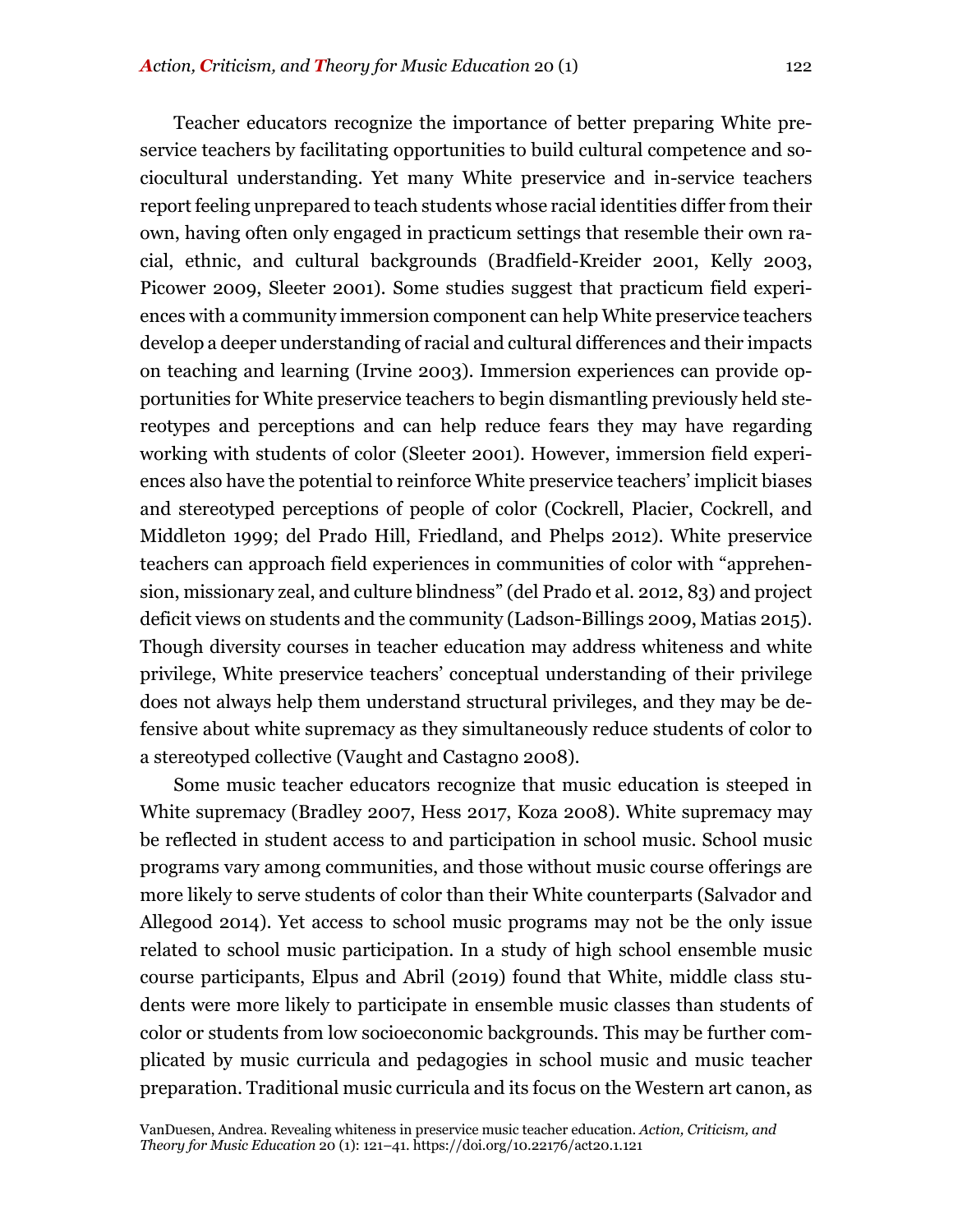Teacher educators recognize the importance of better preparing White preservice teachers by facilitating opportunities to build cultural competence and sociocultural understanding. Yet many White preservice and in-service teachers report feeling unprepared to teach students whose racial identities differ from their own, having often only engaged in practicum settings that resemble their own racial, ethnic, and cultural backgrounds (Bradfield-Kreider 2001, Kelly 2003, Picower 2009, Sleeter 2001). Some studies suggest that practicum field experiences with a community immersion component can help White preservice teachers develop a deeper understanding of racial and cultural differences and their impacts on teaching and learning (Irvine 2003). Immersion experiences can provide opportunities for White preservice teachers to begin dismantling previously held stereotypes and perceptions and can help reduce fears they may have regarding working with students of color (Sleeter 2001). However, immersion field experiences also have the potential to reinforce White preservice teachers' implicit biases and stereotyped perceptions of people of color (Cockrell, Placier, Cockrell, and Middleton 1999; del Prado Hill, Friedland, and Phelps 2012). White preservice teachers can approach field experiences in communities of color with "apprehension, missionary zeal, and culture blindness" (del Prado et al. 2012, 83) and project deficit views on students and the community (Ladson-Billings 2009, Matias 2015). Though diversity courses in teacher education may address whiteness and white privilege, White preservice teachers' conceptual understanding of their privilege does not always help them understand structural privileges, and they may be defensive about white supremacy as they simultaneously reduce students of color to a stereotyped collective (Vaught and Castagno 2008).

Some music teacher educators recognize that music education is steeped in White supremacy (Bradley 2007, Hess 2017, Koza 2008). White supremacy may be reflected in student access to and participation in school music. School music programs vary among communities, and those without music course offerings are more likely to serve students of color than their White counterparts (Salvador and Allegood 2014). Yet access to school music programs may not be the only issue related to school music participation. In a study of high school ensemble music course participants, Elpus and Abril (2019) found that White, middle class students were more likely to participate in ensemble music classes than students of color or students from low socioeconomic backgrounds. This may be further complicated by music curricula and pedagogies in school music and music teacher preparation. Traditional music curricula and its focus on the Western art canon, as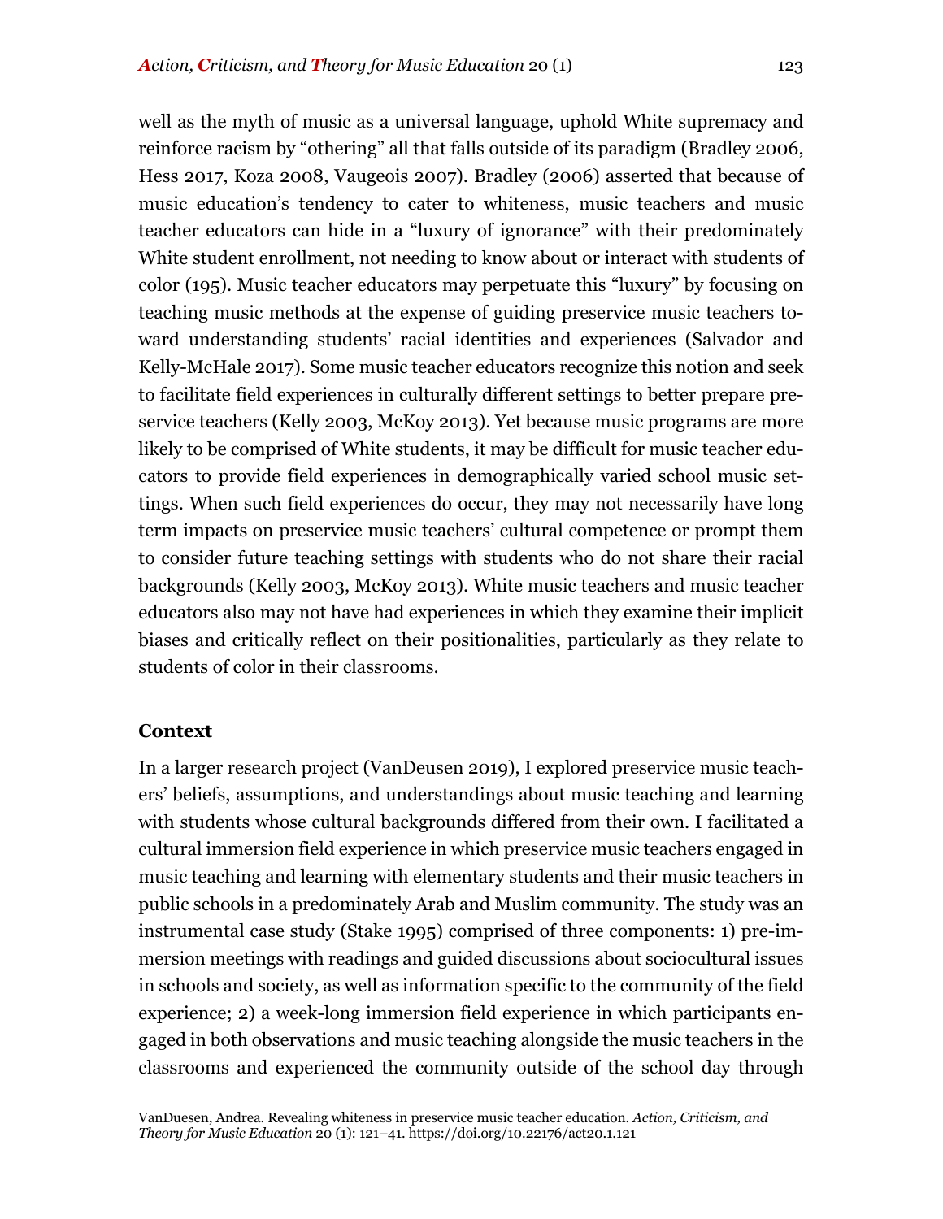well as the myth of music as a universal language, uphold White supremacy and reinforce racism by "othering" all that falls outside of its paradigm (Bradley 2006, Hess 2017, Koza 2008, Vaugeois 2007). Bradley (2006) asserted that because of music education's tendency to cater to whiteness, music teachers and music teacher educators can hide in a "luxury of ignorance" with their predominately White student enrollment, not needing to know about or interact with students of color (195). Music teacher educators may perpetuate this "luxury" by focusing on teaching music methods at the expense of guiding preservice music teachers toward understanding students' racial identities and experiences (Salvador and Kelly-McHale 2017). Some music teacher educators recognize this notion and seek to facilitate field experiences in culturally different settings to better prepare preservice teachers (Kelly 2003, McKoy 2013). Yet because music programs are more likely to be comprised of White students, it may be difficult for music teacher educators to provide field experiences in demographically varied school music settings. When such field experiences do occur, they may not necessarily have long term impacts on preservice music teachers' cultural competence or prompt them to consider future teaching settings with students who do not share their racial backgrounds (Kelly 2003, McKoy 2013). White music teachers and music teacher educators also may not have had experiences in which they examine their implicit biases and critically reflect on their positionalities, particularly as they relate to students of color in their classrooms.

## Context

In a larger research project (VanDeusen 2019), I explored preservice music teachers' beliefs, assumptions, and understandings about music teaching and learning with students whose cultural backgrounds differed from their own. I facilitated a cultural immersion field experience in which preservice music teachers engaged in music teaching and learning with elementary students and their music teachers in public schools in a predominately Arab and Muslim community. The study was an instrumental case study (Stake 1995) comprised of three components: 1) pre-immersion meetings with readings and guided discussions about sociocultural issues in schools and society, as well as information specific to the community of the field experience; 2) a week-long immersion field experience in which participants engaged in both observations and music teaching alongside the music teachers in the classrooms and experienced the community outside of the school day through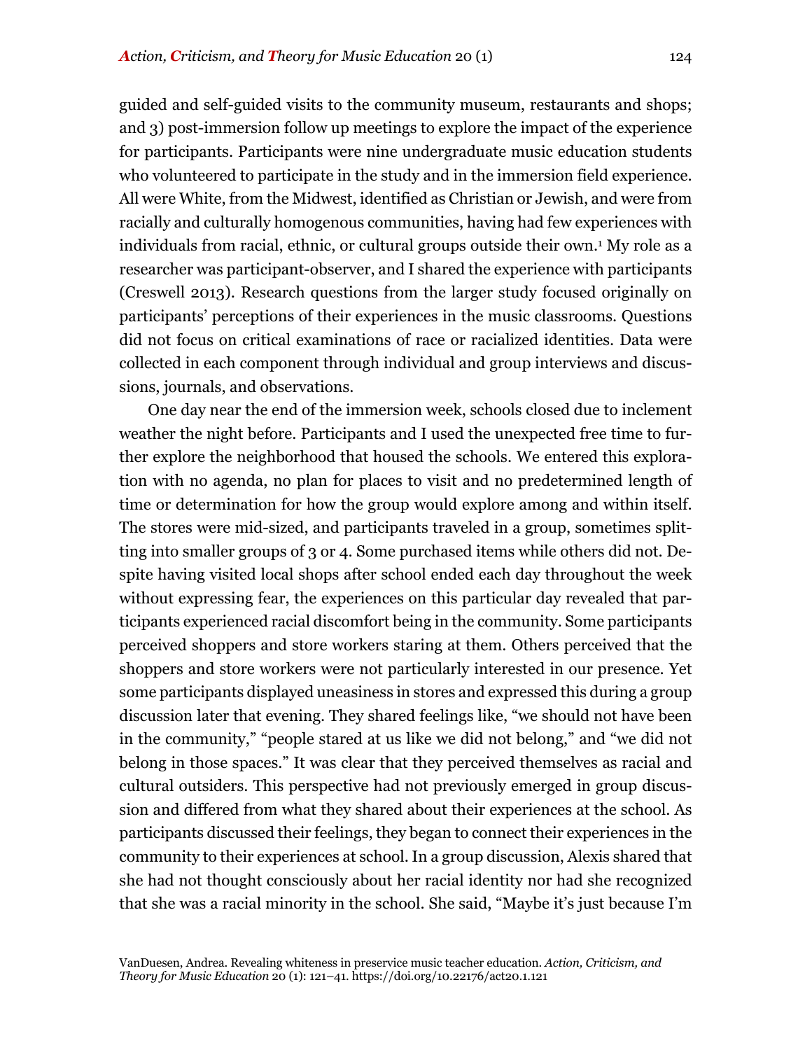guided and self-guided visits to the community museum, restaurants and shops; and 3) post-immersion follow up meetings to explore the impact of the experience for participants. Participants were nine undergraduate music education students who volunteered to participate in the study and in the immersion field experience. All were White, from the Midwest, identified as Christian or Jewish, and were from racially and culturally homogenous communities, having had few experiences with individuals from racial, ethnic, or cultural groups outside their own.[1] My role as a researcher was participant-observer, and I shared the experience with participants (Creswell 2013). Research questions from the larger study focused originally on participants' perceptions of their experiences in the music classrooms. Questions did not focus on critical examinations of race or racialized identities. Data were collected in each component through individual and group interviews and discussions, journals, and observations.

One day near the end of the immersion week, schools closed due to inclement weather the night before. Participants and I used the unexpected free time to further explore the neighborhood that housed the schools. We entered this exploration with no agenda, no plan for places to visit and no predetermined length of time or determination for how the group would explore among and within itself. The stores were mid-sized, and participants traveled in a group, sometimes splitting into smaller groups of 3 or 4. Some purchased items while others did not. Despite having visited local shops after school ended each day throughout the week without expressing fear, the experiences on this particular day revealed that participants experienced racial discomfort being in the community. Some participants perceived shoppers and store workers staring at them. Others perceived that the shoppers and store workers were not particularly interested in our presence. Yet some participants displayed uneasiness in stores and expressed this during a group discussion later that evening. They shared feelings like, "we should not have been in the community," "people stared at us like we did not belong," and "we did not belong in those spaces." It was clear that they perceived themselves as racial and cultural outsiders. This perspective had not previously emerged in group discussion and differed from what they shared about their experiences at the school. As participants discussed their feelings, they began to connect their experiences in the community to their experiences at school. In a group discussion, Alexis shared that she had not thought consciously about her racial identity nor had she recognized that she was a racial minority in the school. She said, "Maybe it's just because I'm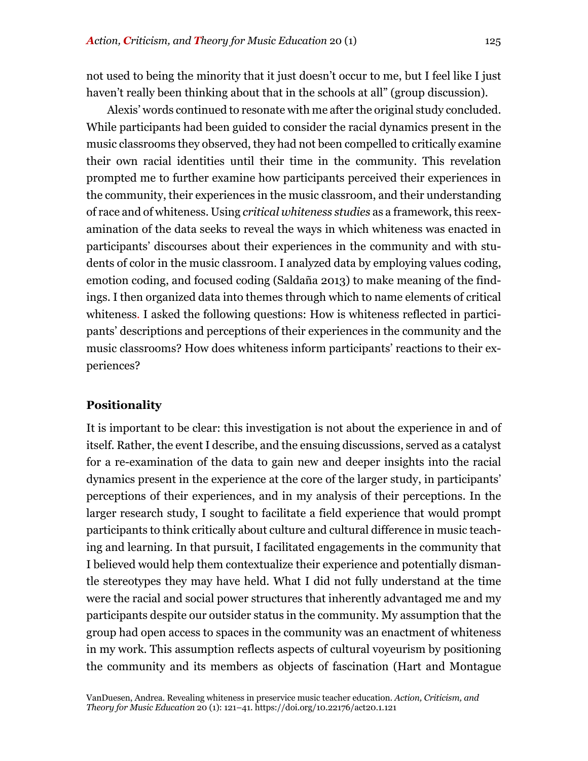not used to being the minority that it just doesn't occur to me, but I feel like I just haven't really been thinking about that in the schools at all" (group discussion).

Alexis' words continued to resonate with me after the original study concluded. While participants had been guided to consider the racial dynamics present in the music classrooms they observed, they had not been compelled to critically examine their own racial identities until their time in the community. This revelation prompted me to further examine how participants perceived their experiences in the community, their experiences in the music classroom, and their understanding of race and of whiteness. Using *critical whiteness studies* as a framework, this reexamination of the data seeks to reveal the ways in which whiteness was enacted in participants' discourses about their experiences in the community and with students of color in the music classroom. I analyzed data by employing values coding, emotion coding, and focused coding (Saldaña 2013) to make meaning of the findings. I then organized data into themes through which to name elements of critical whiteness. I asked the following questions: How is whiteness reflected in participants' descriptions and perceptions of their experiences in the community and the music classrooms? How does whiteness inform participants' reactions to their experiences?

## Positionality

It is important to be clear: this investigation is not about the experience in and of itself. Rather, the event I describe, and the ensuing discussions, served as a catalyst for a re-examination of the data to gain new and deeper insights into the racial dynamics present in the experience at the core of the larger study, in participants' perceptions of their experiences, and in my analysis of their perceptions. In the larger research study, I sought to facilitate a field experience that would prompt participants to think critically about culture and cultural difference in music teaching and learning. In that pursuit, I facilitated engagements in the community that I believed would help them contextualize their experience and potentially dismantle stereotypes they may have held. What I did not fully understand at the time were the racial and social power structures that inherently advantaged me and my participants despite our outsider status in the community. My assumption that the group had open access to spaces in the community was an enactment of whiteness in my work. This assumption reflects aspects of cultural voyeurism by positioning the community and its members as objects of fascination (Hart and Montague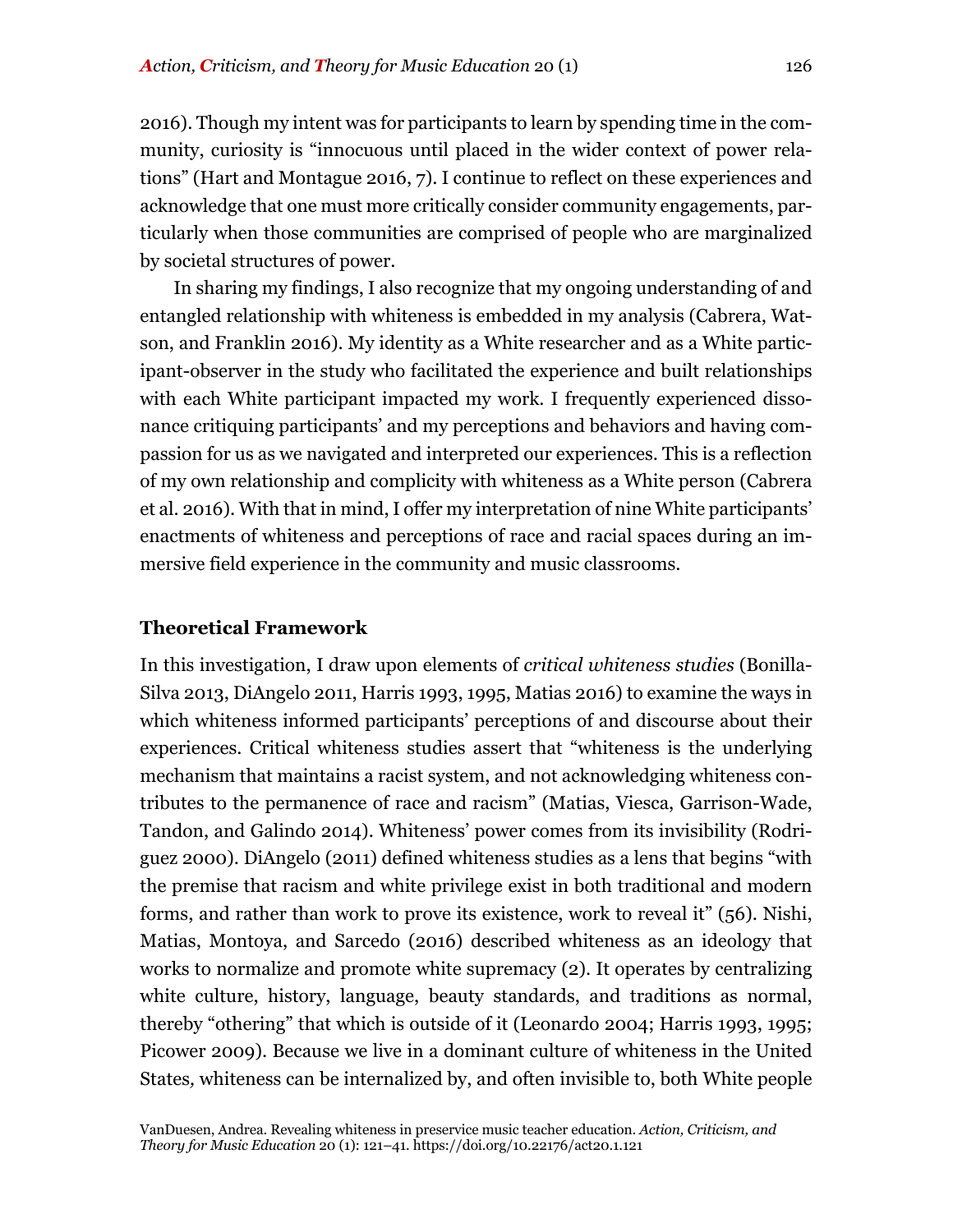2016). Though my intent was for participants to learn by spending time in the community, curiosity is "innocuous until placed in the wider context of power relations" (Hart and Montague 2016, 7). I continue to reflect on these experiences and acknowledge that one must more critically consider community engagements, particularly when those communities are comprised of people who are marginalized by societal structures of power.

In sharing my findings, I also recognize that my ongoing understanding of and entangled relationship with whiteness is embedded in my analysis (Cabrera, Watson, and Franklin 2016). My identity as a White researcher and as a White participant-observer in the study who facilitated the experience and built relationships with each White participant impacted my work. I frequently experienced dissonance critiquing participants' and my perceptions and behaviors and having compassion for us as we navigated and interpreted our experiences. This is a reflection of my own relationship and complicity with whiteness as a White person (Cabrera et al. 2016). With that in mind, I offer my interpretation of nine White participants' enactments of whiteness and perceptions of race and racial spaces during an immersive field experience in the community and music classrooms.

## Theoretical Framework

In this investigation, I draw upon elements of *critical whiteness studies* (Bonilla-Silva 2013, DiAngelo 2011, Harris 1993, 1995, Matias 2016) to examine the ways in which whiteness informed participants' perceptions of and discourse about their experiences. Critical whiteness studies assert that "whiteness is the underlying mechanism that maintains a racist system, and not acknowledging whiteness contributes to the permanence of race and racism" (Matias, Viesca, Garrison-Wade, Tandon, and Galindo 2014). Whiteness' power comes from its invisibility (Rodriguez 2000). DiAngelo (2011) defined whiteness studies as a lens that begins "with the premise that racism and white privilege exist in both traditional and modern forms, and rather than work to prove its existence, work to reveal it" (56). Nishi, Matias, Montoya, and Sarcedo (2016) described whiteness as an ideology that works to normalize and promote white supremacy (2). It operates by centralizing white culture, history, language, beauty standards, and traditions as normal, thereby "othering" that which is outside of it (Leonardo 2004; Harris 1993, 1995; Picower 2009). Because we live in a dominant culture of whiteness in the United States, whiteness can be internalized by, and often invisible to, both White people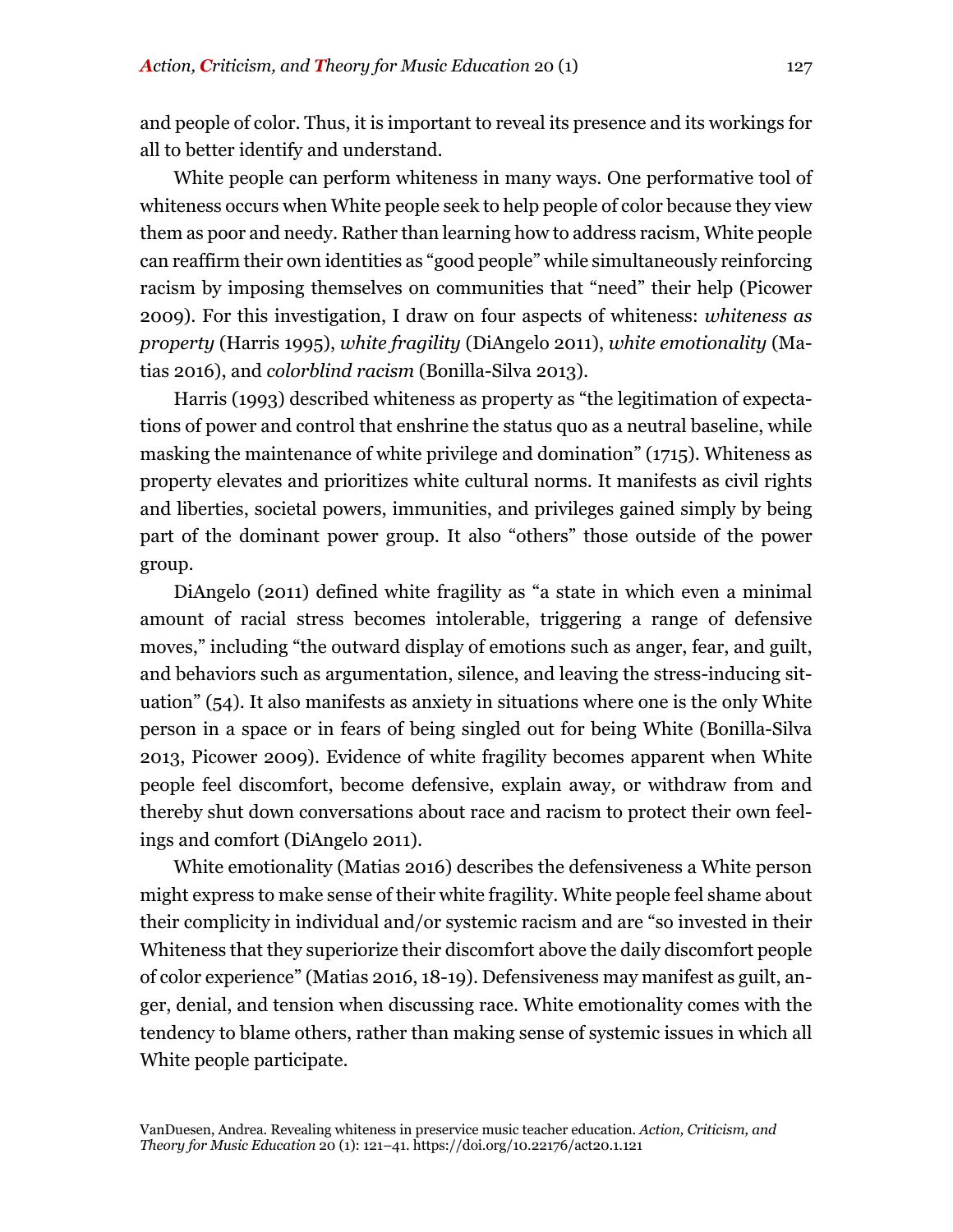and people of color. Thus, it is important to reveal its presence and its workings for all to better identify and understand.

White people can perform whiteness in many ways. One performative tool of whiteness occurs when White people seek to help people of color because they view them as poor and needy. Rather than learning how to address racism, White people can reaffirm their own identities as "good people" while simultaneously reinforcing racism by imposing themselves on communities that "need" their help (Picower 2009). For this investigation, I draw on four aspects of whiteness: *whiteness as property* (Harris 1995), *white fragility* (DiAngelo 2011), *white emotionality* (Matias 2016), and *colorblind racism* (Bonilla-Silva 2013).

Harris (1993) described whiteness as property as "the legitimation of expectations of power and control that enshrine the status quo as a neutral baseline, while masking the maintenance of white privilege and domination" (1715). Whiteness as property elevates and prioritizes white cultural norms. It manifests as civil rights and liberties, societal powers, immunities, and privileges gained simply by being part of the dominant power group. It also "others" those outside of the power group.

DiAngelo (2011) defined white fragility as "a state in which even a minimal amount of racial stress becomes intolerable, triggering a range of defensive moves," including "the outward display of emotions such as anger, fear, and guilt, and behaviors such as argumentation, silence, and leaving the stress-inducing situation" (54). It also manifests as anxiety in situations where one is the only White person in a space or in fears of being singled out for being White (Bonilla-Silva 2013, Picower 2009). Evidence of white fragility becomes apparent when White people feel discomfort, become defensive, explain away, or withdraw from and thereby shut down conversations about race and racism to protect their own feelings and comfort (DiAngelo 2011).

White emotionality (Matias 2016) describes the defensiveness a White person might express to make sense of their white fragility. White people feel shame about their complicity in individual and/or systemic racism and are "so invested in their Whiteness that they superiorize their discomfort above the daily discomfort people of color experience" (Matias 2016, 18-19). Defensiveness may manifest as guilt, anger, denial, and tension when discussing race. White emotionality comes with the tendency to blame others, rather than making sense of systemic issues in which all White people participate.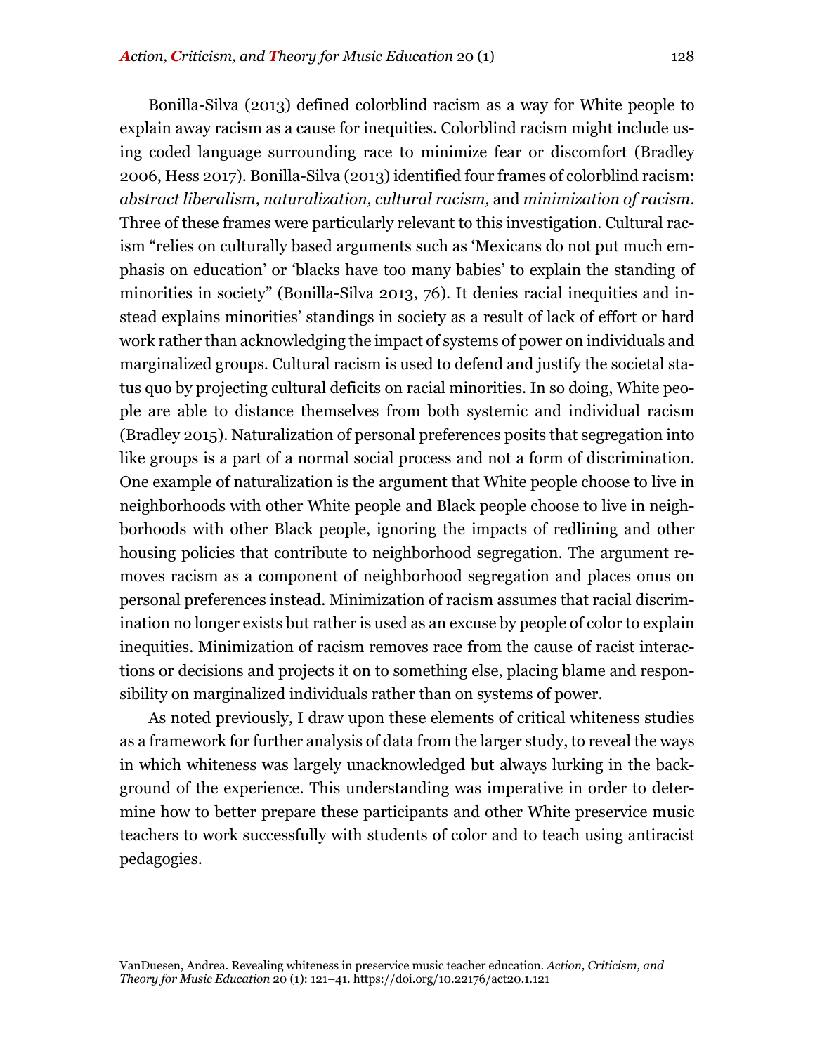Bonilla-Silva (2013) defined colorblind racism as a way for White people to explain away racism as a cause for inequities. Colorblind racism might include using coded language surrounding race to minimize fear or discomfort (Bradley 2006, Hess 2017). Bonilla-Silva (2013) identified four frames of colorblind racism: *abstract liberalism, naturalization, cultural racism,* and *minimization of racism*. Three of these frames were particularly relevant to this investigation. Cultural racism "relies on culturally based arguments such as 'Mexicans do not put much emphasis on education' or 'blacks have too many babies' to explain the standing of minorities in society" (Bonilla-Silva 2013, 76). It denies racial inequities and instead explains minorities' standings in society as a result of lack of effort or hard work rather than acknowledging the impact of systems of power on individuals and marginalized groups. Cultural racism is used to defend and justify the societal status quo by projecting cultural deficits on racial minorities. In so doing, White people are able to distance themselves from both systemic and individual racism (Bradley 2015). Naturalization of personal preferences posits that segregation into like groups is a part of a normal social process and not a form of discrimination. One example of naturalization is the argument that White people choose to live in neighborhoods with other White people and Black people choose to live in neighborhoods with other Black people, ignoring the impacts of redlining and other housing policies that contribute to neighborhood segregation. The argument removes racism as a component of neighborhood segregation and places onus on personal preferences instead. Minimization of racism assumes that racial discrimination no longer exists but rather is used as an excuse by people of color to explain inequities. Minimization of racism removes race from the cause of racist interactions or decisions and projects it on to something else, placing blame and responsibility on marginalized individuals rather than on systems of power.

As noted previously, I draw upon these elements of critical whiteness studies as a framework for further analysis of data from the larger study, to reveal the ways in which whiteness was largely unacknowledged but always lurking in the background of the experience. This understanding was imperative in order to determine how to better prepare these participants and other White preservice music teachers to work successfully with students of color and to teach using antiracist pedagogies.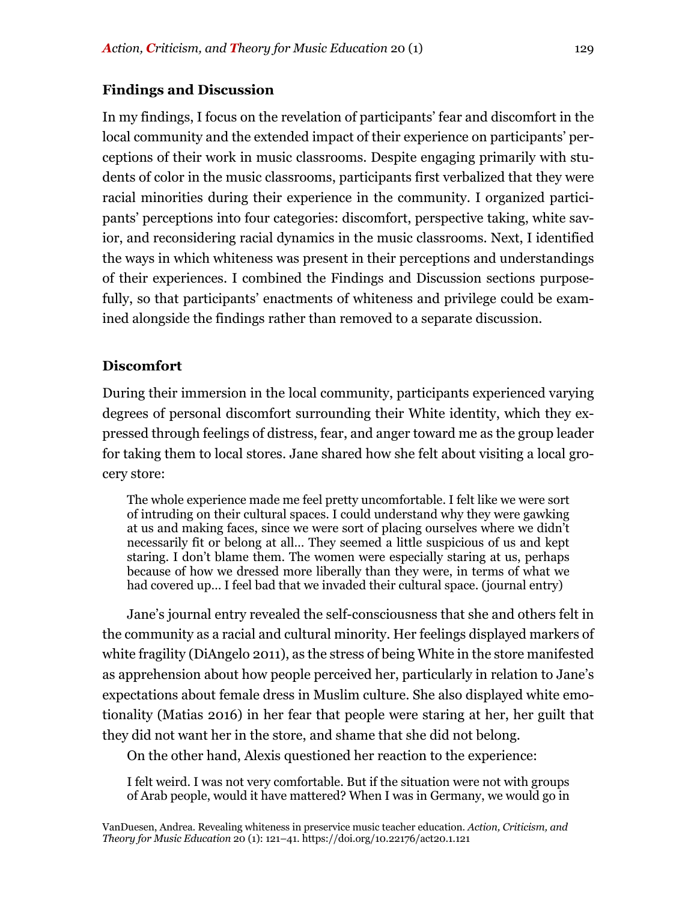## Findings and Discussion

In my findings, I focus on the revelation of participants' fear and discomfort in the local community and the extended impact of their experience on participants' perceptions of their work in music classrooms. Despite engaging primarily with students of color in the music classrooms, participants first verbalized that they were racial minorities during their experience in the community. I organized participants' perceptions into four categories: discomfort, perspective taking, white savior, and reconsidering racial dynamics in the music classrooms. Next, I identified the ways in which whiteness was present in their perceptions and understandings of their experiences. I combined the Findings and Discussion sections purposefully, so that participants' enactments of whiteness and privilege could be examined alongside the findings rather than removed to a separate discussion.

## Discomfort

During their immersion in the local community, participants experienced varying degrees of personal discomfort surrounding their White identity, which they expressed through feelings of distress, fear, and anger toward me as the group leader for taking them to local stores. Jane shared how she felt about visiting a local grocery store:

> The whole experience made me feel pretty uncomfortable. I felt like we were sort of intruding on their cultural spaces. I could understand why they were gawking at us and making faces, since we were sort of placing ourselves where we didn't necessarily fit or belong at all… They seemed a little suspicious of us and kept staring. I don't blame them. The women were especially staring at us, perhaps because of how we dressed more liberally than they were, in terms of what we had covered up… I feel bad that we invaded their cultural space. (journal entry)

Jane's journal entry revealed the self-consciousness that she and others felt in the community as a racial and cultural minority. Her feelings displayed markers of white fragility (DiAngelo 2011), as the stress of being White in the store manifested as apprehension about how people perceived her, particularly in relation to Jane's expectations about female dress in Muslim culture. She also displayed white emotionality (Matias 2016) in her fear that people were staring at her, her guilt that they did not want her in the store, and shame that she did not belong.

On the other hand, Alexis questioned her reaction to the experience:

> I felt weird. I was not very comfortable. But if the situation were not with groups of Arab people, would it have mattered? When I was in Germany, we would go in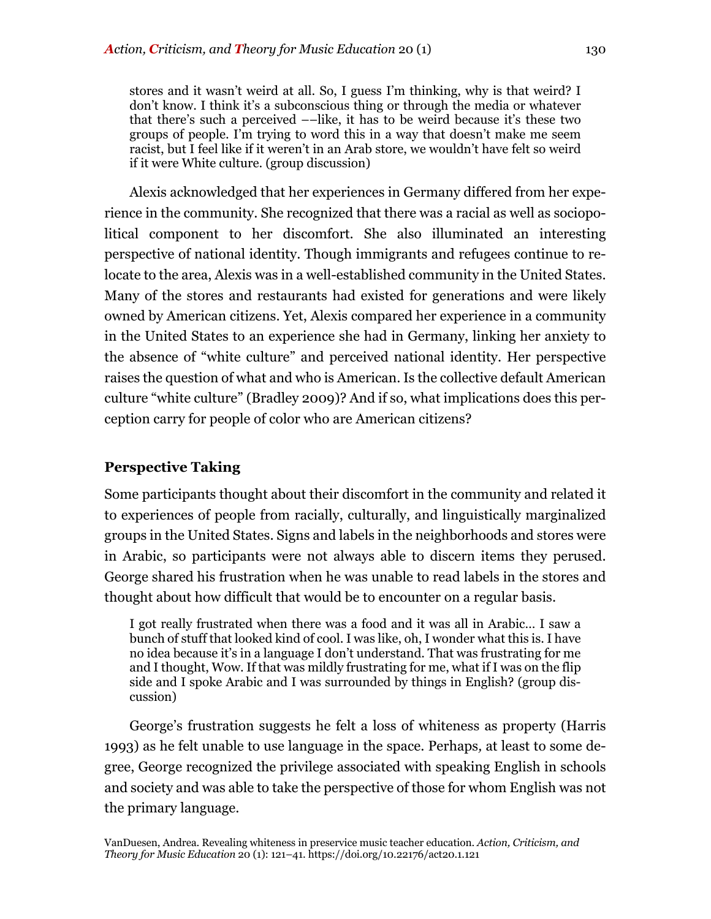> stores and it wasn't weird at all. So, I guess I'm thinking, why is that weird? I don't know. I think it's a subconscious thing or through the media or whatever that there's such a perceived ––like, it has to be weird because it's these two groups of people. I'm trying to word this in a way that doesn't make me seem racist, but I feel like if it weren't in an Arab store, we wouldn't have felt so weird if it were White culture. (group discussion)

Alexis acknowledged that her experiences in Germany differed from her experience in the community. She recognized that there was a racial as well as sociopolitical component to her discomfort. She also illuminated an interesting perspective of national identity. Though immigrants and refugees continue to relocate to the area, Alexis was in a well-established community in the United States. Many of the stores and restaurants had existed for generations and were likely owned by American citizens. Yet, Alexis compared her experience in a community in the United States to an experience she had in Germany, linking her anxiety to the absence of "white culture" and perceived national identity. Her perspective raises the question of what and who is American. Is the collective default American culture "white culture" (Bradley 2009)? And if so, what implications does this perception carry for people of color who are American citizens?

## Perspective Taking

Some participants thought about their discomfort in the community and related it to experiences of people from racially, culturally, and linguistically marginalized groups in the United States. Signs and labels in the neighborhoods and stores were in Arabic, so participants were not always able to discern items they perused. George shared his frustration when he was unable to read labels in the stores and thought about how difficult that would be to encounter on a regular basis.

> I got really frustrated when there was a food and it was all in Arabic… I saw a bunch of stuff that looked kind of cool. I was like, oh, I wonder what this is. I have no idea because it's in a language I don't understand. That was frustrating for me and I thought, Wow. If that was mildly frustrating for me, what if I was on the flip side and I spoke Arabic and I was surrounded by things in English? (group discussion)

George's frustration suggests he felt a loss of whiteness as property (Harris 1993) as he felt unable to use language in the space. Perhaps, at least to some degree, George recognized the privilege associated with speaking English in schools and society and was able to take the perspective of those for whom English was not the primary language.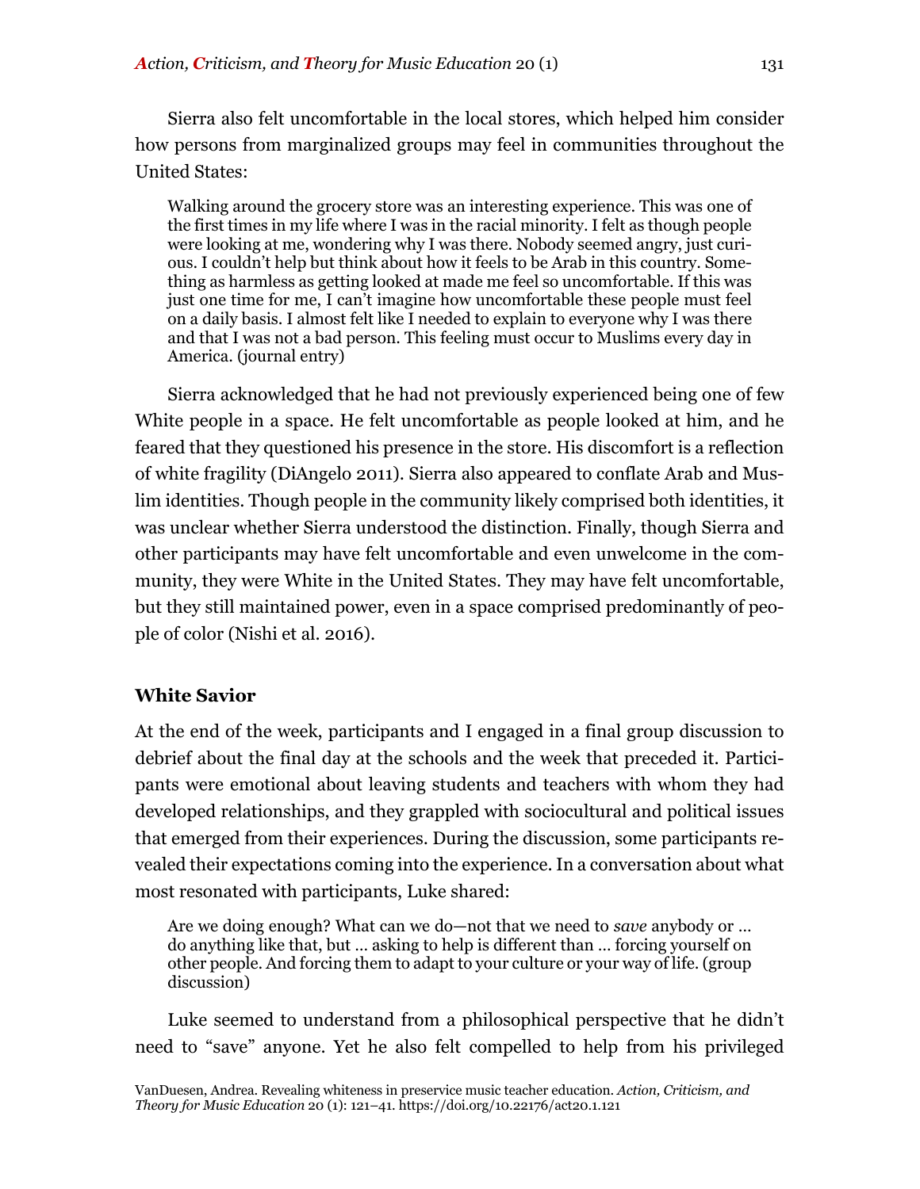Sierra also felt uncomfortable in the local stores, which helped him consider how persons from marginalized groups may feel in communities throughout the United States:

> Walking around the grocery store was an interesting experience. This was one of the first times in my life where I was in the racial minority. I felt as though people were looking at me, wondering why I was there. Nobody seemed angry, just curious. I couldn't help but think about how it feels to be Arab in this country. Something as harmless as getting looked at made me feel so uncomfortable. If this was just one time for me, I can't imagine how uncomfortable these people must feel on a daily basis. I almost felt like I needed to explain to everyone why I was there and that I was not a bad person. This feeling must occur to Muslims every day in America. (journal entry)

Sierra acknowledged that he had not previously experienced being one of few White people in a space. He felt uncomfortable as people looked at him, and he feared that they questioned his presence in the store. His discomfort is a reflection of white fragility (DiAngelo 2011). Sierra also appeared to conflate Arab and Muslim identities. Though people in the community likely comprised both identities, it was unclear whether Sierra understood the distinction. Finally, though Sierra and other participants may have felt uncomfortable and even unwelcome in the community, they were White in the United States. They may have felt uncomfortable, but they still maintained power, even in a space comprised predominantly of people of color (Nishi et al. 2016).

### White Savior

At the end of the week, participants and I engaged in a final group discussion to debrief about the final day at the schools and the week that preceded it. Participants were emotional about leaving students and teachers with whom they had developed relationships, and they grappled with sociocultural and political issues that emerged from their experiences. During the discussion, some participants revealed their expectations coming into the experience. In a conversation about what most resonated with participants, Luke shared:

> Are we doing enough? What can we do—not that we need to *save* anybody or … do anything like that, but … asking to help is different than … forcing yourself on other people. And forcing them to adapt to your culture or your way of life. (group discussion)

Luke seemed to understand from a philosophical perspective that he didn't need to "save" anyone. Yet he also felt compelled to help from his privileged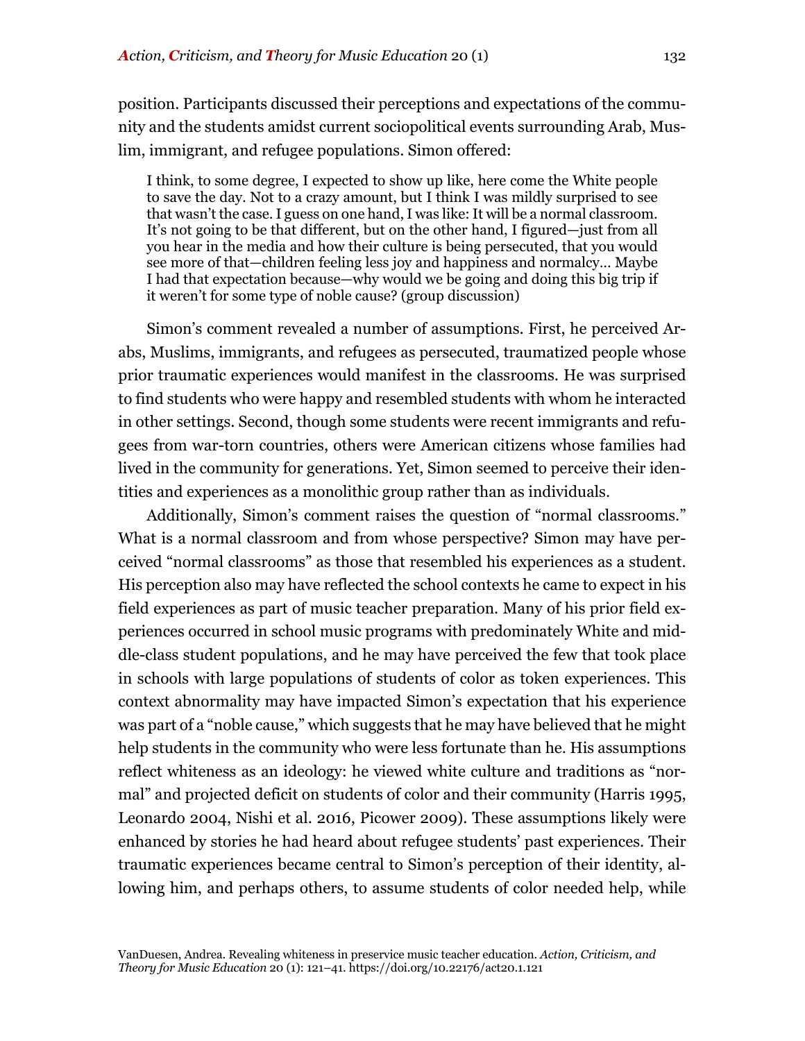position. Participants discussed their perceptions and expectations of the community and the students amidst current sociopolitical events surrounding Arab, Muslim, immigrant, and refugee populations. Simon offered:

> I think, to some degree, I expected to show up like, here come the White people to save the day. Not to a crazy amount, but I think I was mildly surprised to see that wasn't the case. I guess on one hand, I was like: It will be a normal classroom. It's not going to be that different, but on the other hand, I figured—just from all you hear in the media and how their culture is being persecuted, that you would see more of that—children feeling less joy and happiness and normalcy... Maybe I had that expectation because—why would we be going and doing this big trip if it weren't for some type of noble cause? (group discussion)

Simon's comment revealed a number of assumptions. First, he perceived Arabs, Muslims, immigrants, and refugees as persecuted, traumatized people whose prior traumatic experiences would manifest in the classrooms. He was surprised to find students who were happy and resembled students with whom he interacted in other settings. Second, though some students were recent immigrants and refugees from war-torn countries, others were American citizens whose families had lived in the community for generations. Yet, Simon seemed to perceive their identities and experiences as a monolithic group rather than as individuals.

Additionally, Simon's comment raises the question of "normal classrooms." What is a normal classroom and from whose perspective? Simon may have perceived "normal classrooms" as those that resembled his experiences as a student. His perception also may have reflected the school contexts he came to expect in his field experiences as part of music teacher preparation. Many of his prior field experiences occurred in school music programs with predominately White and middle-class student populations, and he may have perceived the few that took place in schools with large populations of students of color as token experiences. This context abnormality may have impacted Simon's expectation that his experience was part of a "noble cause," which suggests that he may have believed that he might help students in the community who were less fortunate than he. His assumptions reflect whiteness as an ideology: he viewed white culture and traditions as "normal" and projected deficit on students of color and their community (Harris 1995, Leonardo 2004, Nishi et al. 2016, Picower 2009). These assumptions likely were enhanced by stories he had heard about refugee students' past experiences. Their traumatic experiences became central to Simon's perception of their identity, allowing him, and perhaps others, to assume students of color needed help, while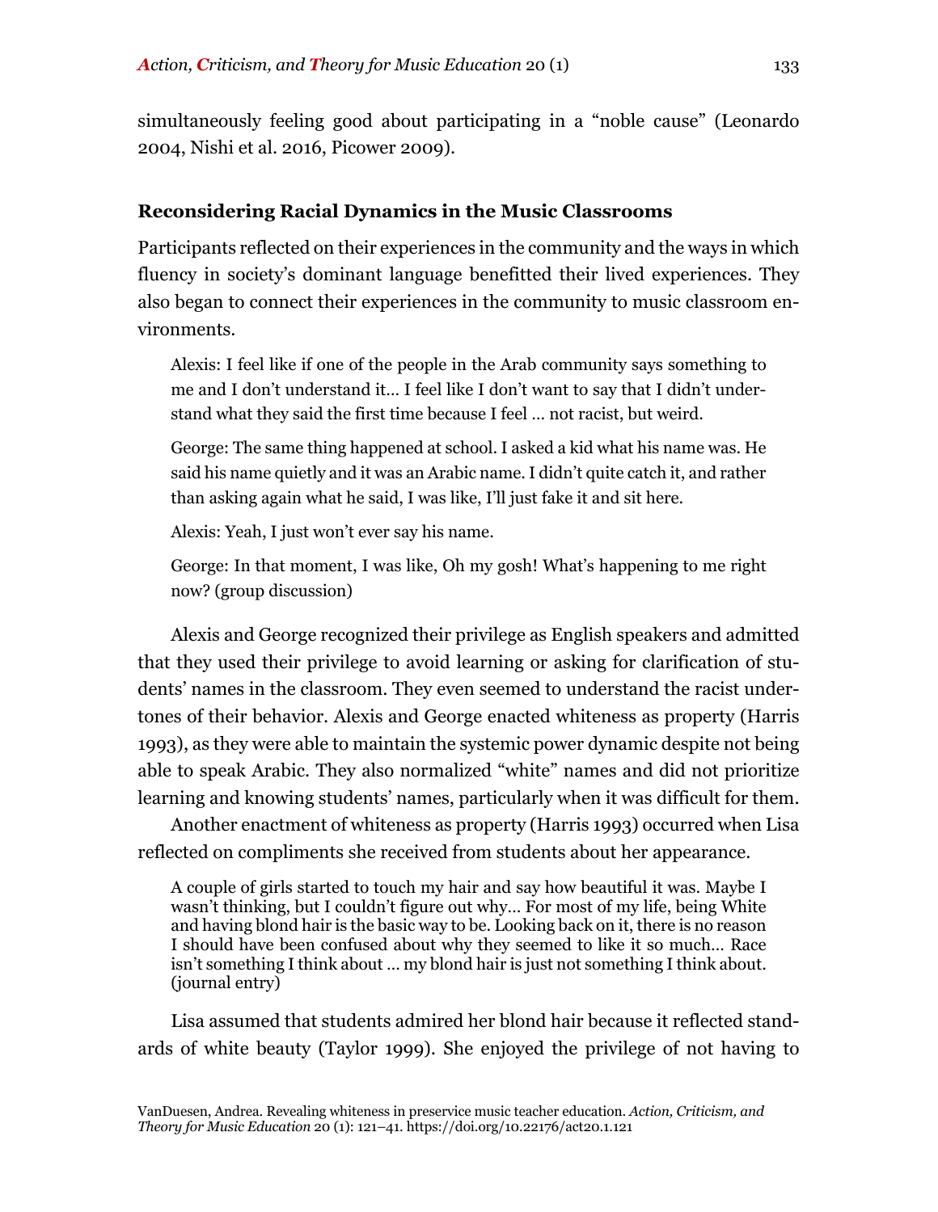simultaneously feeling good about participating in a "noble cause" (Leonardo 2004, Nishi et al. 2016, Picower 2009).

### Reconsidering Racial Dynamics in the Music Classrooms

Participants reflected on their experiences in the community and the ways in which fluency in society's dominant language benefitted their lived experiences. They also began to connect their experiences in the community to music classroom environments.

> Alexis: I feel like if one of the people in the Arab community says something to me and I don't understand it… I feel like I don't want to say that I didn't understand what they said the first time because I feel … not racist, but weird.
>
> George: The same thing happened at school. I asked a kid what his name was. He said his name quietly and it was an Arabic name. I didn't quite catch it, and rather than asking again what he said, I was like, I'll just fake it and sit here.
>
> Alexis: Yeah, I just won't ever say his name.
>
> George: In that moment, I was like, Oh my gosh! What's happening to me right now? (group discussion)

Alexis and George recognized their privilege as English speakers and admitted that they used their privilege to avoid learning or asking for clarification of students' names in the classroom. They even seemed to understand the racist undertones of their behavior. Alexis and George enacted whiteness as property (Harris 1993), as they were able to maintain the systemic power dynamic despite not being able to speak Arabic. They also normalized "white" names and did not prioritize learning and knowing students' names, particularly when it was difficult for them.

Another enactment of whiteness as property (Harris 1993) occurred when Lisa reflected on compliments she received from students about her appearance.

> A couple of girls started to touch my hair and say how beautiful it was. Maybe I wasn't thinking, but I couldn't figure out why… For most of my life, being White and having blond hair is the basic way to be. Looking back on it, there is no reason I should have been confused about why they seemed to like it so much… Race isn't something I think about … my blond hair is just not something I think about. (journal entry)

Lisa assumed that students admired her blond hair because it reflected standards of white beauty (Taylor 1999). She enjoyed the privilege of not having to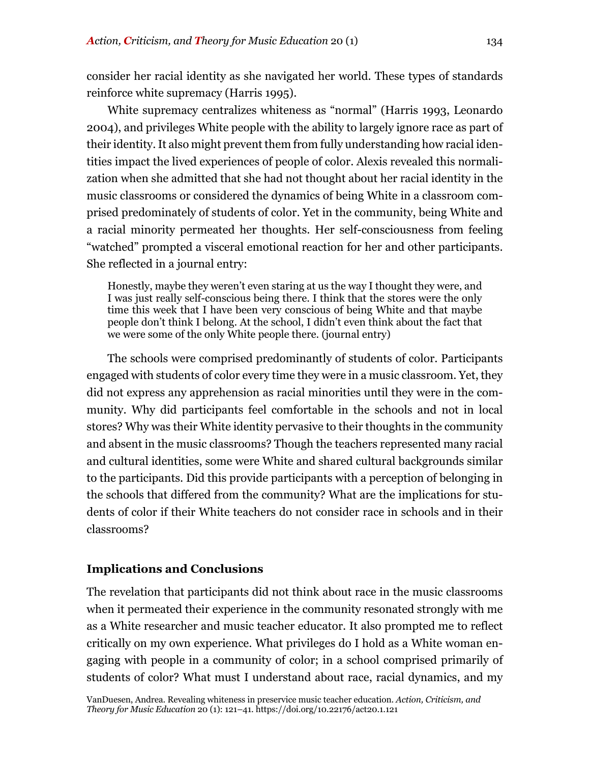consider her racial identity as she navigated her world. These types of standards reinforce white supremacy (Harris 1995).

White supremacy centralizes whiteness as "normal" (Harris 1993, Leonardo 2004), and privileges White people with the ability to largely ignore race as part of their identity. It also might prevent them from fully understanding how racial identities impact the lived experiences of people of color. Alexis revealed this normalization when she admitted that she had not thought about her racial identity in the music classrooms or considered the dynamics of being White in a classroom comprised predominately of students of color. Yet in the community, being White and a racial minority permeated her thoughts. Her self-consciousness from feeling "watched" prompted a visceral emotional reaction for her and other participants. She reflected in a journal entry:

> Honestly, maybe they weren't even staring at us the way I thought they were, and I was just really self-conscious being there. I think that the stores were the only time this week that I have been very conscious of being White and that maybe people don't think I belong. At the school, I didn't even think about the fact that we were some of the only White people there. (journal entry)

The schools were comprised predominantly of students of color. Participants engaged with students of color every time they were in a music classroom. Yet, they did not express any apprehension as racial minorities until they were in the community. Why did participants feel comfortable in the schools and not in local stores? Why was their White identity pervasive to their thoughts in the community and absent in the music classrooms? Though the teachers represented many racial and cultural identities, some were White and shared cultural backgrounds similar to the participants. Did this provide participants with a perception of belonging in the schools that differed from the community? What are the implications for students of color if their White teachers do not consider race in schools and in their classrooms?

## Implications and Conclusions

The revelation that participants did not think about race in the music classrooms when it permeated their experience in the community resonated strongly with me as a White researcher and music teacher educator. It also prompted me to reflect critically on my own experience. What privileges do I hold as a White woman engaging with people in a community of color; in a school comprised primarily of students of color? What must I understand about race, racial dynamics, and my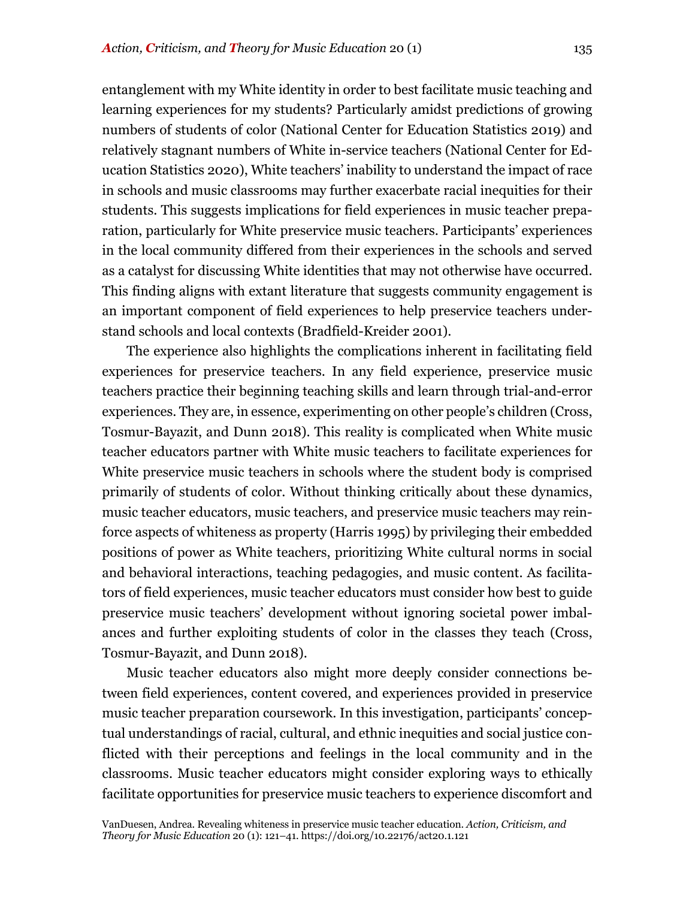entanglement with my White identity in order to best facilitate music teaching and learning experiences for my students? Particularly amidst predictions of growing numbers of students of color (National Center for Education Statistics 2019) and relatively stagnant numbers of White in-service teachers (National Center for Education Statistics 2020), White teachers' inability to understand the impact of race in schools and music classrooms may further exacerbate racial inequities for their students. This suggests implications for field experiences in music teacher preparation, particularly for White preservice music teachers. Participants' experiences in the local community differed from their experiences in the schools and served as a catalyst for discussing White identities that may not otherwise have occurred. This finding aligns with extant literature that suggests community engagement is an important component of field experiences to help preservice teachers understand schools and local contexts (Bradfield-Kreider 2001).

The experience also highlights the complications inherent in facilitating field experiences for preservice teachers. In any field experience, preservice music teachers practice their beginning teaching skills and learn through trial-and-error experiences. They are, in essence, experimenting on other people's children (Cross, Tosmur-Bayazit, and Dunn 2018). This reality is complicated when White music teacher educators partner with White music teachers to facilitate experiences for White preservice music teachers in schools where the student body is comprised primarily of students of color. Without thinking critically about these dynamics, music teacher educators, music teachers, and preservice music teachers may reinforce aspects of whiteness as property (Harris 1995) by privileging their embedded positions of power as White teachers, prioritizing White cultural norms in social and behavioral interactions, teaching pedagogies, and music content. As facilitators of field experiences, music teacher educators must consider how best to guide preservice music teachers' development without ignoring societal power imbalances and further exploiting students of color in the classes they teach (Cross, Tosmur-Bayazit, and Dunn 2018).

Music teacher educators also might more deeply consider connections between field experiences, content covered, and experiences provided in preservice music teacher preparation coursework. In this investigation, participants' conceptual understandings of racial, cultural, and ethnic inequities and social justice conflicted with their perceptions and feelings in the local community and in the classrooms. Music teacher educators might consider exploring ways to ethically facilitate opportunities for preservice music teachers to experience discomfort and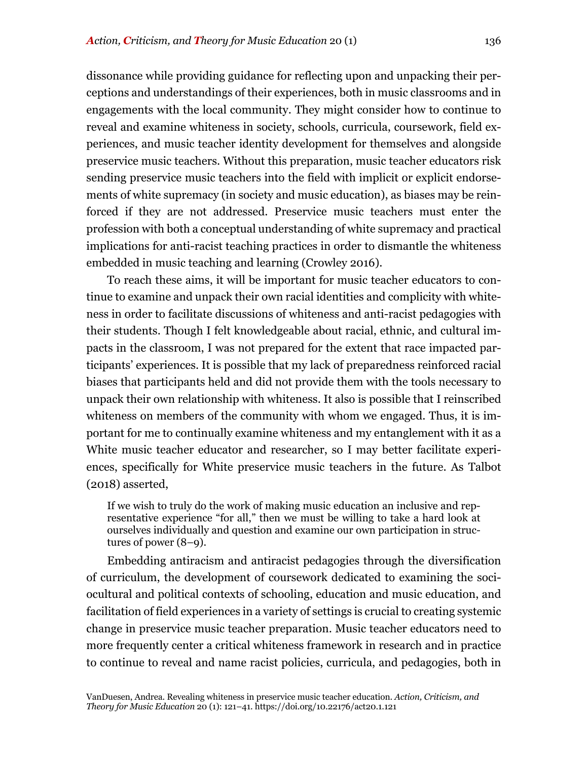dissonance while providing guidance for reflecting upon and unpacking their perceptions and understandings of their experiences, both in music classrooms and in engagements with the local community. They might consider how to continue to reveal and examine whiteness in society, schools, curricula, coursework, field experiences, and music teacher identity development for themselves and alongside preservice music teachers. Without this preparation, music teacher educators risk sending preservice music teachers into the field with implicit or explicit endorsements of white supremacy (in society and music education), as biases may be reinforced if they are not addressed. Preservice music teachers must enter the profession with both a conceptual understanding of white supremacy and practical implications for anti-racist teaching practices in order to dismantle the whiteness embedded in music teaching and learning (Crowley 2016).

To reach these aims, it will be important for music teacher educators to continue to examine and unpack their own racial identities and complicity with whiteness in order to facilitate discussions of whiteness and anti-racist pedagogies with their students. Though I felt knowledgeable about racial, ethnic, and cultural impacts in the classroom, I was not prepared for the extent that race impacted participants' experiences. It is possible that my lack of preparedness reinforced racial biases that participants held and did not provide them with the tools necessary to unpack their own relationship with whiteness. It also is possible that I reinscribed whiteness on members of the community with whom we engaged. Thus, it is important for me to continually examine whiteness and my entanglement with it as a White music teacher educator and researcher, so I may better facilitate experiences, specifically for White preservice music teachers in the future. As Talbot (2018) asserted,

> If we wish to truly do the work of making music education an inclusive and representative experience "for all," then we must be willing to take a hard look at ourselves individually and question and examine our own participation in structures of power (8–9).

Embedding antiracism and antiracist pedagogies through the diversification of curriculum, the development of coursework dedicated to examining the sociocultural and political contexts of schooling, education and music education, and facilitation of field experiences in a variety of settings is crucial to creating systemic change in preservice music teacher preparation. Music teacher educators need to more frequently center a critical whiteness framework in research and in practice to continue to reveal and name racist policies, curricula, and pedagogies, both in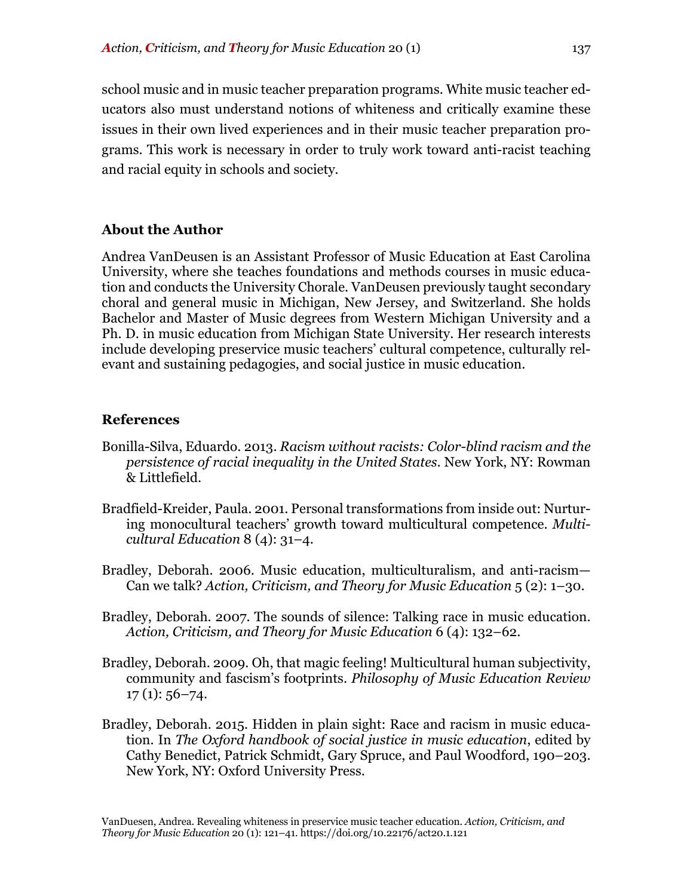school music and in music teacher preparation programs. White music teacher educators also must understand notions of whiteness and critically examine these issues in their own lived experiences and in their music teacher preparation programs. This work is necessary in order to truly work toward anti-racist teaching and racial equity in schools and society.

## About the Author

Andrea VanDeusen is an Assistant Professor of Music Education at East Carolina University, where she teaches foundations and methods courses in music education and conducts the University Chorale. VanDeusen previously taught secondary choral and general music in Michigan, New Jersey, and Switzerland. She holds Bachelor and Master of Music degrees from Western Michigan University and a Ph. D. in music education from Michigan State University. Her research interests include developing preservice music teachers' cultural competence, culturally relevant and sustaining pedagogies, and social justice in music education.

## References

Bonilla-Silva, Eduardo. 2013. *Racism without racists: Color-blind racism and the persistence of racial inequality in the United States*. New York, NY: Rowman & Littlefield.

Bradfield-Kreider, Paula. 2001. Personal transformations from inside out: Nurturing monocultural teachers' growth toward multicultural competence. *Multicultural Education* 8 (4): 31–4.

Bradley, Deborah. 2006. Music education, multiculturalism, and anti-racism—Can we talk? *Action, Criticism, and Theory for Music Education* 5 (2): 1–30.

Bradley, Deborah. 2007. The sounds of silence: Talking race in music education. *Action, Criticism, and Theory for Music Education* 6 (4): 132–62.

Bradley, Deborah. 2009. Oh, that magic feeling! Multicultural human subjectivity, community and fascism's footprints. *Philosophy of Music Education Review* 17 (1): 56–74.

Bradley, Deborah. 2015. Hidden in plain sight: Race and racism in music education. In *The Oxford handbook of social justice in music education*, edited by Cathy Benedict, Patrick Schmidt, Gary Spruce, and Paul Woodford, 190–203. New York, NY: Oxford University Press.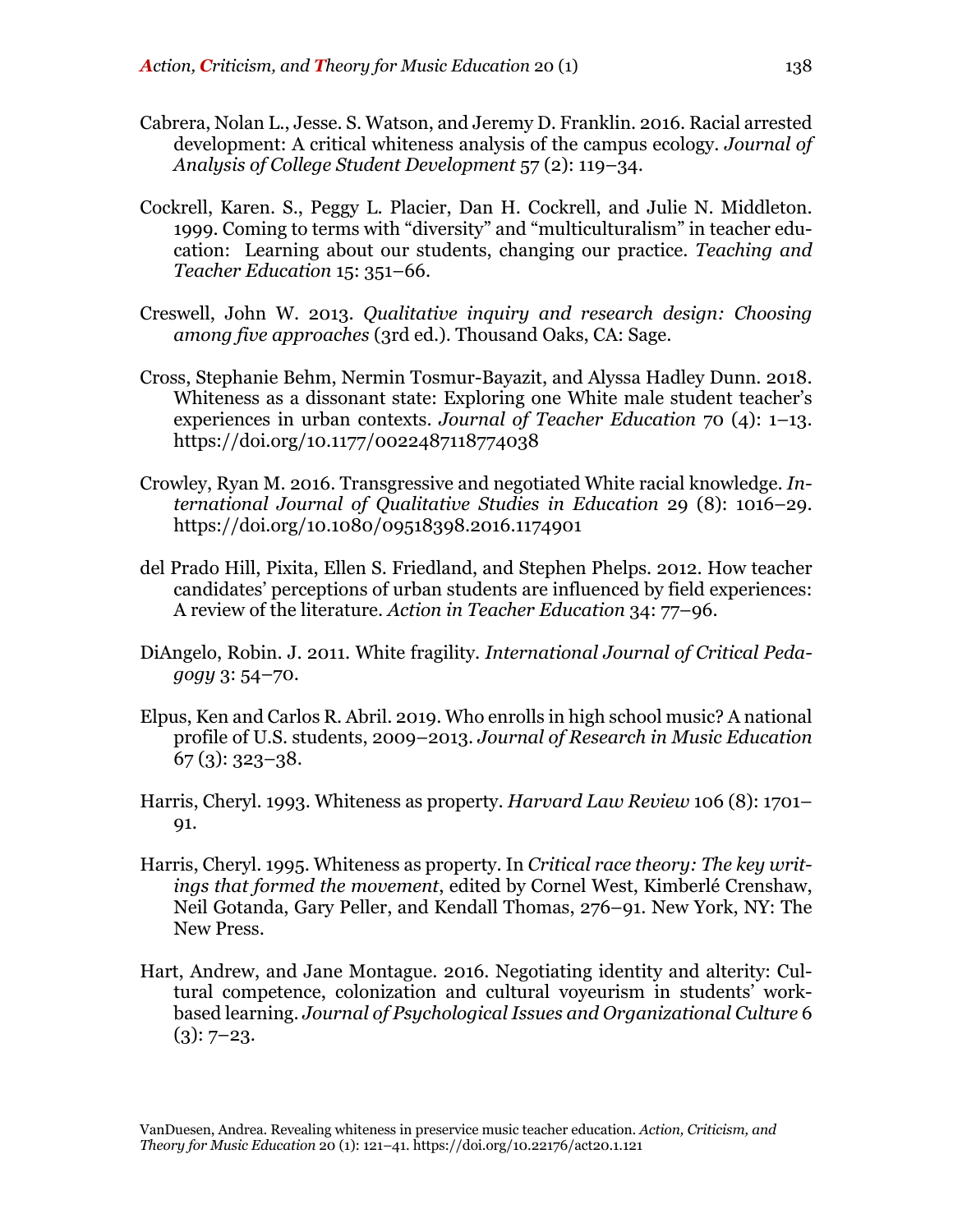Cabrera, Nolan L., Jesse. S. Watson, and Jeremy D. Franklin. 2016. Racial arrested development: A critical whiteness analysis of the campus ecology. *Journal of Analysis of College Student Development* 57 (2): 119–34.

Cockrell, Karen. S., Peggy L. Placier, Dan H. Cockrell, and Julie N. Middleton. 1999. Coming to terms with "diversity" and "multiculturalism" in teacher education: Learning about our students, changing our practice. *Teaching and Teacher Education* 15: 351–66.

Creswell, John W. 2013. *Qualitative inquiry and research design: Choosing among five approaches* (3rd ed.). Thousand Oaks, CA: Sage.

Cross, Stephanie Behm, Nermin Tosmur-Bayazit, and Alyssa Hadley Dunn. 2018. Whiteness as a dissonant state: Exploring one White male student teacher's experiences in urban contexts. *Journal of Teacher Education* 70 (4): 1–13. https://doi.org/10.1177/0022487118774038

Crowley, Ryan M. 2016. Transgressive and negotiated White racial knowledge. *International Journal of Qualitative Studies in Education* 29 (8): 1016–29. https://doi.org/10.1080/09518398.2016.1174901

del Prado Hill, Pixita, Ellen S. Friedland, and Stephen Phelps. 2012. How teacher candidates' perceptions of urban students are influenced by field experiences: A review of the literature. *Action in Teacher Education* 34: 77–96.

DiAngelo, Robin. J. 2011. White fragility. *International Journal of Critical Pedagogy* 3: 54–70.

Elpus, Ken and Carlos R. Abril. 2019. Who enrolls in high school music? A national profile of U.S. students, 2009–2013. *Journal of Research in Music Education* 67 (3): 323–38.

Harris, Cheryl. 1993. Whiteness as property. *Harvard Law Review* 106 (8): 1701–91.

Harris, Cheryl. 1995. Whiteness as property. In *Critical race theory: The key writings that formed the movement*, edited by Cornel West, Kimberlé Crenshaw, Neil Gotanda, Gary Peller, and Kendall Thomas, 276–91. New York, NY: The New Press.

Hart, Andrew, and Jane Montague. 2016. Negotiating identity and alterity: Cultural competence, colonization and cultural voyeurism in students' work-based learning. *Journal of Psychological Issues and Organizational Culture* 6 (3): 7–23.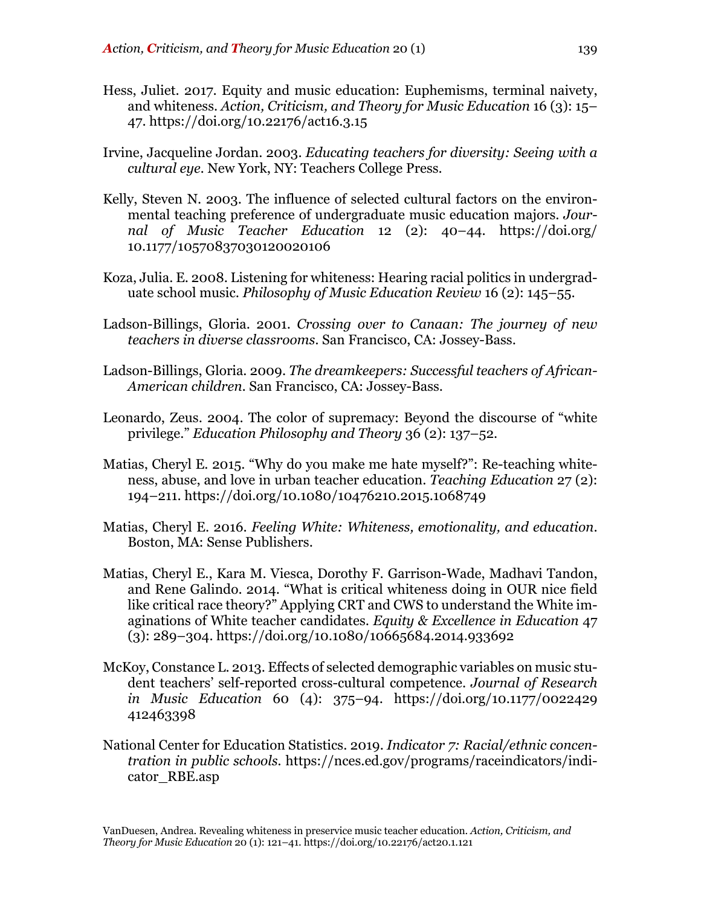Hess, Juliet. 2017. Equity and music education: Euphemisms, terminal naivety, and whiteness. *Action, Criticism, and Theory for Music Education* 16 (3): 15–47. https://doi.org/10.22176/act16.3.15

Irvine, Jacqueline Jordan. 2003. *Educating teachers for diversity: Seeing with a cultural eye*. New York, NY: Teachers College Press.

Kelly, Steven N. 2003. The influence of selected cultural factors on the environmental teaching preference of undergraduate music education majors. *Journal of Music Teacher Education* 12 (2): 40–44. https://doi.org/10.1177/10570837030120020106

Koza, Julia. E. 2008. Listening for whiteness: Hearing racial politics in undergraduate school music. *Philosophy of Music Education Review* 16 (2): 145–55.

Ladson-Billings, Gloria. 2001. *Crossing over to Canaan: The journey of new teachers in diverse classrooms*. San Francisco, CA: Jossey-Bass.

Ladson-Billings, Gloria. 2009. *The dreamkeepers: Successful teachers of African-American children*. San Francisco, CA: Jossey-Bass.

Leonardo, Zeus. 2004. The color of supremacy: Beyond the discourse of "white privilege." *Education Philosophy and Theory* 36 (2): 137–52.

Matias, Cheryl E. 2015. "Why do you make me hate myself?": Re-teaching whiteness, abuse, and love in urban teacher education. *Teaching Education* 27 (2): 194–211. https://doi.org/10.1080/10476210.2015.1068749

Matias, Cheryl E. 2016. *Feeling White: Whiteness, emotionality, and education*. Boston, MA: Sense Publishers.

Matias, Cheryl E., Kara M. Viesca, Dorothy F. Garrison-Wade, Madhavi Tandon, and Rene Galindo. 2014. "What is critical whiteness doing in OUR nice field like critical race theory?" Applying CRT and CWS to understand the White imaginations of White teacher candidates. *Equity & Excellence in Education* 47 (3): 289–304. https://doi.org/10.1080/10665684.2014.933692

McKoy, Constance L. 2013. Effects of selected demographic variables on music student teachers' self-reported cross-cultural competence. *Journal of Research in Music Education* 60 (4): 375–94. https://doi.org/10.1177/0022429412463398

National Center for Education Statistics. 2019. *Indicator 7: Racial/ethnic concentration in public schools*. https://nces.ed.gov/programs/raceindicators/indicator_RBE.asp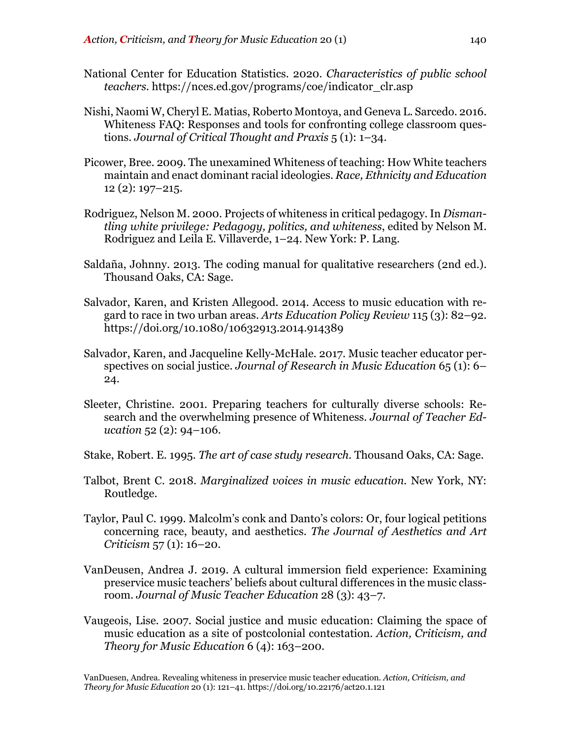National Center for Education Statistics. 2020. *Characteristics of public school teachers*. https://nces.ed.gov/programs/coe/indicator_clr.asp

Nishi, Naomi W, Cheryl E. Matias, Roberto Montoya, and Geneva L. Sarcedo. 2016. Whiteness FAQ: Responses and tools for confronting college classroom questions. *Journal of Critical Thought and Praxis* 5 (1): 1–34.

Picower, Bree. 2009. The unexamined Whiteness of teaching: How White teachers maintain and enact dominant racial ideologies. *Race, Ethnicity and Education* 12 (2): 197–215.

Rodriguez, Nelson M. 2000. Projects of whiteness in critical pedagogy. In *Dismantling white privilege: Pedagogy, politics, and whiteness*, edited by Nelson M. Rodriguez and Leila E. Villaverde, 1–24. New York: P. Lang.

Saldaña, Johnny. 2013. The coding manual for qualitative researchers (2nd ed.). Thousand Oaks, CA: Sage.

Salvador, Karen, and Kristen Allegood. 2014. Access to music education with regard to race in two urban areas. *Arts Education Policy Review* 115 (3): 82–92. https://doi.org/10.1080/10632913.2014.914389

Salvador, Karen, and Jacqueline Kelly-McHale. 2017. Music teacher educator perspectives on social justice. *Journal of Research in Music Education* 65 (1): 6–24.

Sleeter, Christine. 2001. Preparing teachers for culturally diverse schools: Research and the overwhelming presence of Whiteness. *Journal of Teacher Education* 52 (2): 94–106.

Stake, Robert. E. 1995. *The art of case study research*. Thousand Oaks, CA: Sage.

Talbot, Brent C. 2018. *Marginalized voices in music education*. New York, NY: Routledge.

Taylor, Paul C. 1999. Malcolm's conk and Danto's colors: Or, four logical petitions concerning race, beauty, and aesthetics. *The Journal of Aesthetics and Art Criticism* 57 (1): 16–20.

VanDeusen, Andrea J. 2019. A cultural immersion field experience: Examining preservice music teachers' beliefs about cultural differences in the music classroom. *Journal of Music Teacher Education* 28 (3): 43–7.

Vaugeois, Lise. 2007. Social justice and music education: Claiming the space of music education as a site of postcolonial contestation. *Action, Criticism, and Theory for Music Education* 6 (4): 163–200.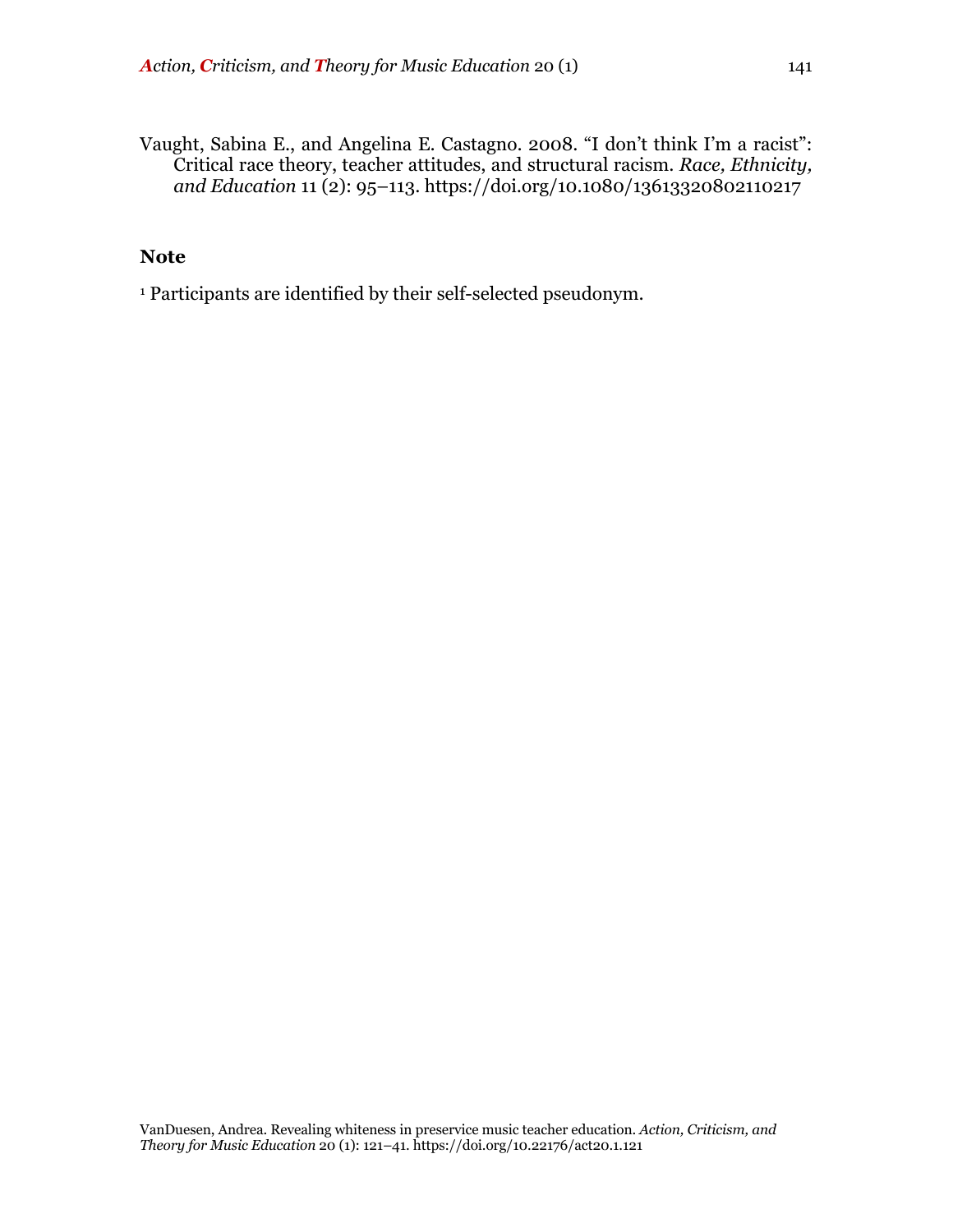Vaught, Sabina E., and Angelina E. Castagno. 2008. "I don't think I'm a racist": Critical race theory, teacher attitudes, and structural racism. *Race, Ethnicity, and Education* 11 (2): 95–113. https://doi.org/10.1080/13613320802110217

## Note

[1] Participants are identified by their self-selected pseudonym.